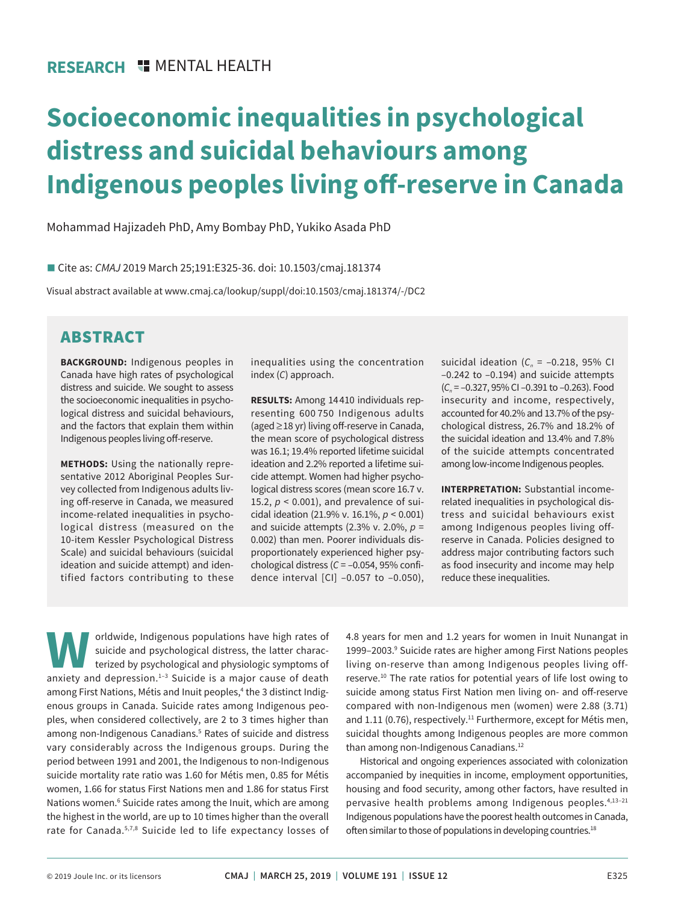RESEARCH | MENTAL HEALTH

# Socioeconomic inequalities in psychological distress and suicidal behaviours among Indigenous peoples living off-reserve in Canada

Mohammad Hajizadeh PhD, Amy Bombay PhD, Yukiko Asada PhD

■ Cite as: *CMAJ* 2019 March 25;191:E325-36. doi: 10.1503/cmaj.181374

Visual abstract available at www.cmaj.ca/lookup/suppl/doi:10.1503/cmaj.181374/-/DC2

## ABSTRACT

**BACKGROUND:** Indigenous peoples in Canada have high rates of psychological distress and suicide. We sought to assess the socioeconomic inequalities in psychological distress and suicidal behaviours, and the factors that explain them within Indigenous peoples living off-reserve.

**METHODS:** Using the nationally representative 2012 Aboriginal Peoples Survey collected from Indigenous adults living off-reserve in Canada, we measured income-related inequalities in psychological distress (measured on the 10-item Kessler Psychological Distress Scale) and suicidal behaviours (suicidal ideation and suicide attempt) and identified factors contributing to these inequalities using the concentration index (*C*) approach.

**RESULTS:** Among 14 410 individuals representing 600 750 Indigenous adults (aged ≥ 18 yr) living off-reserve in Canada, the mean score of psychological distress was 16.1; 19.4% reported lifetime suicidal ideation and 2.2% reported a lifetime suicide attempt. Women had higher psychological distress scores (mean score 16.7 v. 15.2, $p < 0.001$), and prevalence of suicidal ideation (21.9% v. 16.1%, $p < 0.001$) and suicide attempts (2.3% v. 2.0%, $p = 0.002$) than men. Poorer individuals disproportionately experienced higher psychological distress ($C = -0.054$, 95% confidence interval [CI] −0.057 to −0.050), suicidal ideation ($C_n = -0.218$, 95% CI −0.242 to −0.194) and suicide attempts ($C_n = -0.327$, 95% CI −0.391 to −0.263). Food insecurity and income, respectively, accounted for 40.2% and 13.7% of the psychological distress, 26.7% and 18.2% of the suicidal ideation and 13.4% and 7.8% of the suicide attempts concentrated among low-income Indigenous peoples.

**INTERPRETATION:** Substantial income-related inequalities in psychological distress and suicidal behaviours exist among Indigenous peoples living off-reserve in Canada. Policies designed to address major contributing factors such as food insecurity and income may help reduce these inequalities.

Worldwide, Indigenous populations have high rates of suicide and psychological distress, the latter characterized by psychological and physiologic symptoms of anxiety and depression.[1–3] Suicide is a major cause of death among First Nations, Métis and Inuit peoples,[4] the 3 distinct Indigenous groups in Canada. Suicide rates among Indigenous peoples, when considered collectively, are 2 to 3 times higher than among non-Indigenous Canadians.[5] Rates of suicide and distress vary considerably across the Indigenous groups. During the period between 1991 and 2001, the Indigenous to non-Indigenous suicide mortality rate ratio was 1.60 for Métis men, 0.85 for Métis women, 1.66 for status First Nations men and 1.86 for status First Nations women.[6] Suicide rates among the Inuit, which are among the highest in the world, are up to 10 times higher than the overall rate for Canada.[5,7,8] Suicide led to life expectancy losses of 4.8 years for men and 1.2 years for women in Inuit Nunangat in 1999–2003.[9] Suicide rates are higher among First Nations peoples living on-reserve than among Indigenous peoples living off-reserve.[10] The rate ratios for potential years of life lost owing to suicide among status First Nation men living on- and off-reserve compared with non-Indigenous men (women) were 2.88 (3.71) and 1.11 (0.76), respectively.[11] Furthermore, except for Métis men, suicidal thoughts among Indigenous peoples are more common than among non-Indigenous Canadians.[12]

Historical and ongoing experiences associated with colonization accompanied by inequities in income, employment opportunities, housing and food security, among other factors, have resulted in pervasive health problems among Indigenous peoples.[4,13–21] Indigenous populations have the poorest health outcomes in Canada, often similar to those of populations in developing countries.[18]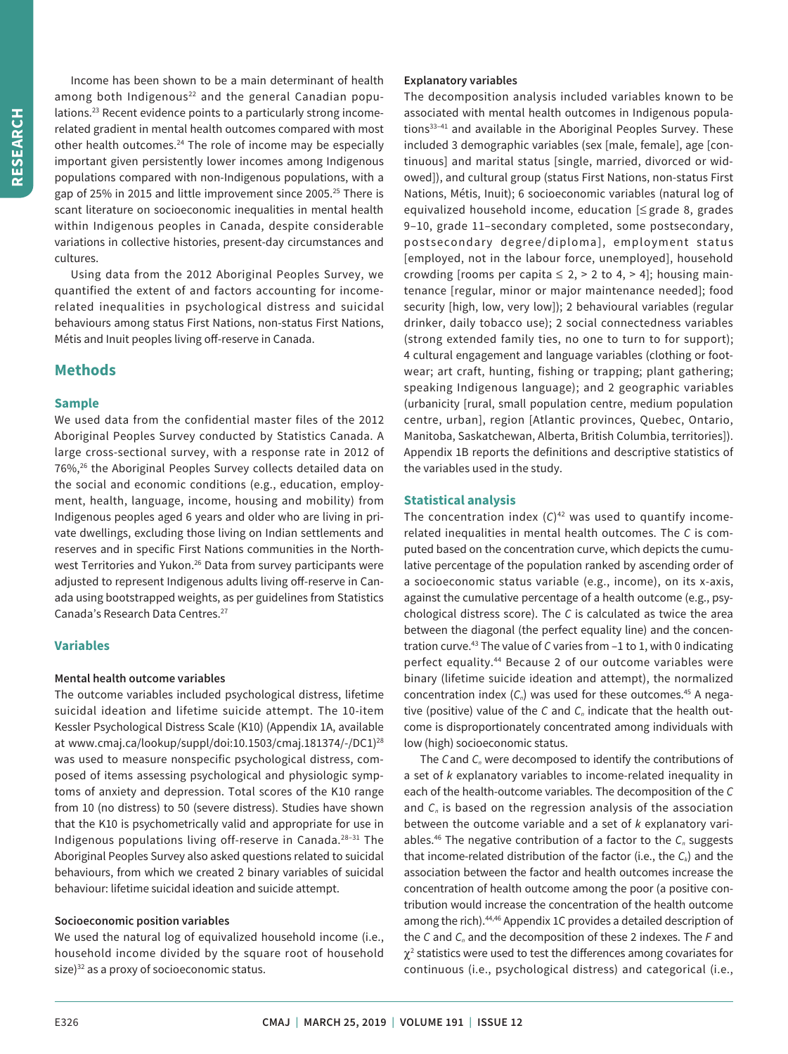Income has been shown to be a main determinant of health among both Indigenous[22] and the general Canadian populations.[23] Recent evidence points to a particularly strong income-related gradient in mental health outcomes compared with most other health outcomes.[24] The role of income may be especially important given persistently lower incomes among Indigenous populations compared with non-Indigenous populations, with a gap of 25% in 2015 and little improvement since 2005.[25] There is scant literature on socioeconomic inequalities in mental health within Indigenous peoples in Canada, despite considerable variations in collective histories, present-day circumstances and cultures.

Using data from the 2012 Aboriginal Peoples Survey, we quantified the extent of and factors accounting for income-related inequalities in psychological distress and suicidal behaviours among status First Nations, non-status First Nations, Métis and Inuit peoples living off-reserve in Canada.

## Methods

### Sample

We used data from the confidential master files of the 2012 Aboriginal Peoples Survey conducted by Statistics Canada. A large cross-sectional survey, with a response rate in 2012 of 76%,[26] the Aboriginal Peoples Survey collects detailed data on the social and economic conditions (e.g., education, employment, health, language, income, housing and mobility) from Indigenous peoples aged 6 years and older who are living in private dwellings, excluding those living on Indian settlements and reserves and in specific First Nations communities in the Northwest Territories and Yukon.[26] Data from survey participants were adjusted to represent Indigenous adults living off-reserve in Canada using bootstrapped weights, as per guidelines from Statistics Canada's Research Data Centres.[27]

### Variables

#### Mental health outcome variables

The outcome variables included psychological distress, lifetime suicidal ideation and lifetime suicide attempt. The 10-item Kessler Psychological Distress Scale (K10) (Appendix 1A, available at www.cmaj.ca/lookup/suppl/doi:10.1503/cmaj.181374/-/DC1)[28] was used to measure nonspecific psychological distress, composed of items assessing psychological and physiologic symptoms of anxiety and depression. Total scores of the K10 range from 10 (no distress) to 50 (severe distress). Studies have shown that the K10 is psychometrically valid and appropriate for use in Indigenous populations living off-reserve in Canada.[28–31] The Aboriginal Peoples Survey also asked questions related to suicidal behaviours, from which we created 2 binary variables of suicidal behaviour: lifetime suicidal ideation and suicide attempt.

#### Socioeconomic position variables

We used the natural log of equivalized household income (i.e., household income divided by the square root of household size)[32] as a proxy of socioeconomic status.

#### Explanatory variables

The decomposition analysis included variables known to be associated with mental health outcomes in Indigenous populations[33–41] and available in the Aboriginal Peoples Survey. These included 3 demographic variables (sex [male, female], age [continuous] and marital status [single, married, divorced or widowed]), and cultural group (status First Nations, non-status First Nations, Métis, Inuit); 6 socioeconomic variables (natural log of equivalized household income, education [≤ grade 8, grades 9–10, grade 11–secondary completed, some postsecondary, postsecondary degree/diploma], employment status [employed, not in the labour force, unemployed], household crowding [rooms per capita ≤ 2, > 2 to 4, > 4]; housing maintenance [regular, minor or major maintenance needed]; food security [high, low, very low]); 2 behavioural variables (regular drinker, daily tobacco use); 2 social connectedness variables (strong extended family ties, no one to turn to for support); 4 cultural engagement and language variables (clothing or footwear; art craft, hunting, fishing or trapping; plant gathering; speaking Indigenous language); and 2 geographic variables (urbanicity [rural, small population centre, medium population centre, urban], region [Atlantic provinces, Quebec, Ontario, Manitoba, Saskatchewan, Alberta, British Columbia, territories]). Appendix 1B reports the definitions and descriptive statistics of the variables used in the study.

### Statistical analysis

The concentration index ($C$)[42] was used to quantify income-related inequalities in mental health outcomes. The $C$ is computed based on the concentration curve, which depicts the cumulative percentage of the population ranked by ascending order of a socioeconomic status variable (e.g., income), on its x-axis, against the cumulative percentage of a health outcome (e.g., psychological distress score). The $C$ is calculated as twice the area between the diagonal (the perfect equality line) and the concentration curve.[43] The value of $C$ varies from −1 to 1, with 0 indicating perfect equality.[44] Because 2 of our outcome variables were binary (lifetime suicide ideation and attempt), the normalized concentration index ($C_n$) was used for these outcomes.[45] A negative (positive) value of the $C$ and $C_n$ indicate that the health outcome is disproportionately concentrated among individuals with low (high) socioeconomic status.

The $C$ and $C_n$ were decomposed to identify the contributions of a set of $k$ explanatory variables to income-related inequality in each of the health-outcome variables. The decomposition of the $C$ and $C_n$ is based on the regression analysis of the association between the outcome variable and a set of $k$ explanatory variables.[46] The negative contribution of a factor to the $C_n$ suggests that income-related distribution of the factor (i.e., the $C_k$) and the association between the factor and health outcomes increase the concentration of health outcome among the poor (a positive contribution would increase the concentration of the health outcome among the rich).[44,46] Appendix 1C provides a detailed description of the $C$ and $C_n$ and the decomposition of these 2 indexes. The $F$ and $\chi^2$ statistics were used to test the differences among covariates for continuous (i.e., psychological distress) and categorical (i.e.,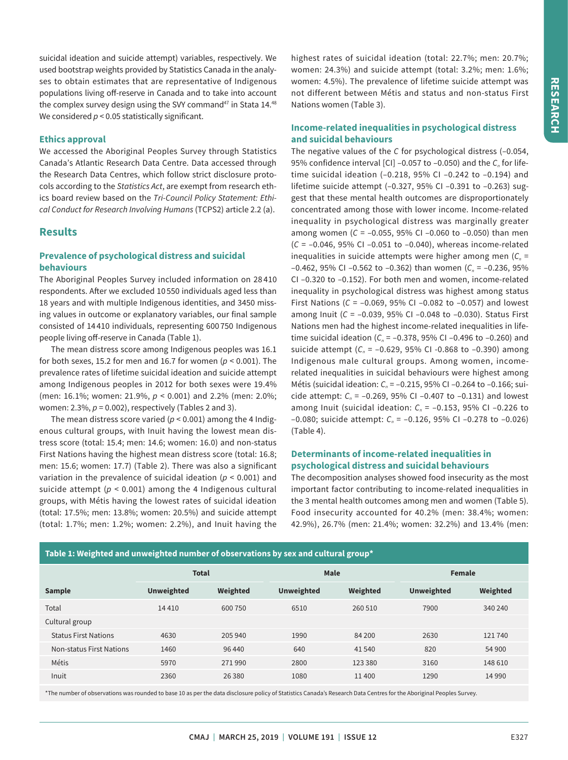suicidal ideation and suicide attempt) variables, respectively. We used bootstrap weights provided by Statistics Canada in the analyses to obtain estimates that are representative of Indigenous populations living off-reserve in Canada and to take into account the complex survey design using the SVY command[47] in Stata 14.[48] We considered $p < 0.05$ statistically significant.

### Ethics approval

We accessed the Aboriginal Peoples Survey through Statistics Canada's Atlantic Research Data Centre. Data accessed through the Research Data Centres, which follow strict disclosure protocols according to the *Statistics Act*, are exempt from research ethics board review based on the *Tri-Council Policy Statement: Ethical Conduct for Research Involving Humans* (TCPS2) article 2.2 (a).

## Results

### Prevalence of psychological distress and suicidal behaviours

The Aboriginal Peoples Survey included information on 28 410 respondents. After we excluded 10 550 individuals aged less than 18 years and with multiple Indigenous identities, and 3450 missing values in outcome or explanatory variables, our final sample consisted of 14 410 individuals, representing 600 750 Indigenous people living off-reserve in Canada (Table 1).

The mean distress score among Indigenous peoples was 16.1 for both sexes, 15.2 for men and 16.7 for women ($p < 0.001$). The prevalence rates of lifetime suicidal ideation and suicide attempt among Indigenous peoples in 2012 for both sexes were 19.4% (men: 16.1%; women: 21.9%, $p < 0.001$) and 2.2% (men: 2.0%; women: 2.3%, $p = 0.002$), respectively (Tables 2 and 3).

The mean distress score varied ($p < 0.001$) among the 4 Indigenous cultural groups, with Inuit having the lowest mean distress score (total: 15.4; men: 14.6; women: 16.0) and non-status First Nations having the highest mean distress score (total: 16.8; men: 15.6; women: 17.7) (Table 2). There was also a significant variation in the prevalence of suicidal ideation ($p < 0.001$) and suicide attempt ($p < 0.001$) among the 4 Indigenous cultural groups, with Métis having the lowest rates of suicidal ideation (total: 17.5%; men: 13.8%; women: 20.5%) and suicide attempt (total: 1.7%; men: 1.2%; women: 2.2%), and Inuit having the highest rates of suicidal ideation (total: 22.7%; men: 20.7%; women: 24.3%) and suicide attempt (total: 3.2%; men: 1.6%; women: 4.5%). The prevalence of lifetime suicide attempt was not different between Métis and status and non-status First Nations women (Table 3).

### Income-related inequalities in psychological distress and suicidal behaviours

The negative values of the $C$ for psychological distress (–0.054, 95% confidence interval [CI] –0.057 to –0.050) and the $C_n$ for lifetime suicidal ideation (–0.218, 95% CI –0.242 to –0.194) and lifetime suicide attempt (–0.327, 95% CI –0.391 to –0.263) suggest that these mental health outcomes are disproportionately concentrated among those with lower income. Income-related inequality in psychological distress was marginally greater among women ($C$ = –0.055, 95% CI –0.060 to –0.050) than men ($C$ = –0.046, 95% CI –0.051 to –0.040), whereas income-related inequalities in suicide attempts were higher among men ($C_n$ = –0.462, 95% CI –0.562 to –0.362) than women ($C_n$ = –0.236, 95% CI –0.320 to –0.152). For both men and women, income-related inequality in psychological distress was highest among status First Nations ($C$ = –0.069, 95% CI –0.082 to –0.057) and lowest among Inuit ($C$ = –0.039, 95% CI –0.048 to –0.030). Status First Nations men had the highest income-related inequalities in lifetime suicidal ideation ($C_n$ = –0.378, 95% CI –0.496 to –0.260) and suicide attempt ($C_n$ = –0.629, 95% CI –0.868 to –0.390) among Indigenous male cultural groups. Among women, income-related inequalities in suicidal behaviours were highest among Métis (suicidal ideation: $C_n$ = –0.215, 95% CI –0.264 to –0.166; suicide attempt: $C_n$ = –0.269, 95% CI –0.407 to –0.131) and lowest among Inuit (suicidal ideation: $C_n$ = –0.153, 95% CI –0.226 to –0.080; suicide attempt: $C_n$ = –0.126, 95% CI –0.278 to –0.026) (Table 4).

### Determinants of income-related inequalities in psychological distress and suicidal behaviours

The decomposition analyses showed food insecurity as the most important factor contributing to income-related inequalities in the 3 mental health outcomes among men and women (Table 5). Food insecurity accounted for 40.2% (men: 38.4%; women: 42.9%), 26.7% (men: 21.4%; women: 32.2%) and 13.4% (men:

**Table 1: Weighted and unweighted number of observations by sex and cultural group***

| Sample | Total | | Male | | Female | |
|---|---|---|---|---|---|---|
| | Unweighted | Weighted | Unweighted | Weighted | Unweighted | Weighted |
| Total | 14 410 | 600 750 | 6510 | 260 510 | 7900 | 340 240 |
| Cultural group | | | | | | |
| Status First Nations | 4630 | 205 940 | 1990 | 84 200 | 2630 | 121 740 |
| Non-status First Nations | 1460 | 96 440 | 640 | 41 540 | 820 | 54 900 |
| Métis | 5970 | 271 990 | 2800 | 123 380 | 3160 | 148 610 |
| Inuit | 2360 | 26 380 | 1080 | 11 400 | 1290 | 14 990 |

*The number of observations was rounded to base 10 as per the data disclosure policy of Statistics Canada's Research Data Centres for the Aboriginal Peoples Survey.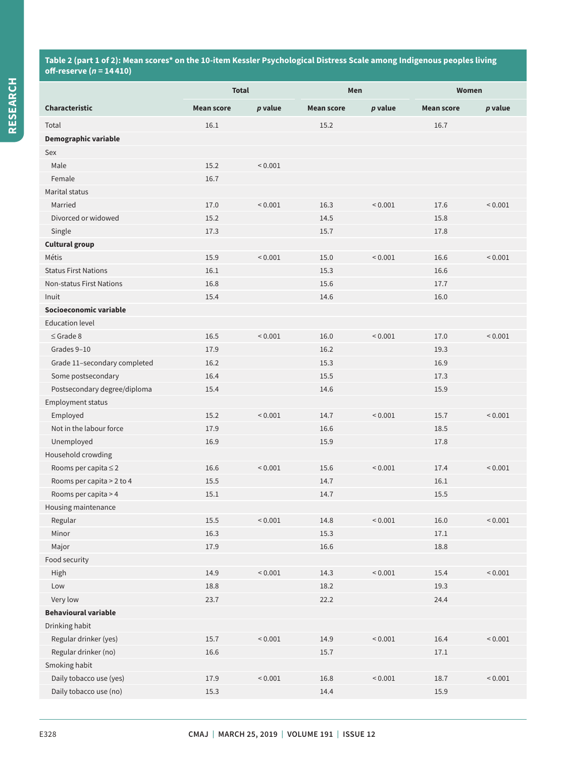**Table 2 (part 1 of 2): Mean scores* on the 10-item Kessler Psychological Distress Scale among Indigenous peoples living off-reserve ($n$ = 14 410)**

| Characteristic | Total | | Men | | Women | |
|---|---|---|---|---|---|---|
| | Mean score | *p* value | Mean score | *p* value | Mean score | *p* value |
| Total | 16.1 | | 15.2 | | 16.7 | |
| **Demographic variable** | | | | | | |
| Sex | | | | | | |
| Male | 15.2 | < 0.001 | | | | |
| Female | 16.7 | | | | | |
| Marital status | | | | | | |
| Married | 17.0 | < 0.001 | 16.3 | < 0.001 | 17.6 | < 0.001 |
| Divorced or widowed | 15.2 | | 14.5 | | 15.8 | |
| Single | 17.3 | | 15.7 | | 17.8 | |
| **Cultural group** | | | | | | |
| Métis | 15.9 | < 0.001 | 15.0 | < 0.001 | 16.6 | < 0.001 |
| Status First Nations | 16.1 | | 15.3 | | 16.6 | |
| Non-status First Nations | 16.8 | | 15.6 | | 17.7 | |
| Inuit | 15.4 | | 14.6 | | 16.0 | |
| **Socioeconomic variable** | | | | | | |
| Education level | | | | | | |
| ≤ Grade 8 | 16.5 | < 0.001 | 16.0 | < 0.001 | 17.0 | < 0.001 |
| Grades 9–10 | 17.9 | | 16.2 | | 19.3 | |
| Grade 11–secondary completed | 16.2 | | 15.3 | | 16.9 | |
| Some postsecondary | 16.4 | | 15.5 | | 17.3 | |
| Postsecondary degree/diploma | 15.4 | | 14.6 | | 15.9 | |
| Employment status | | | | | | |
| Employed | 15.2 | < 0.001 | 14.7 | < 0.001 | 15.7 | < 0.001 |
| Not in the labour force | 17.9 | | 16.6 | | 18.5 | |
| Unemployed | 16.9 | | 15.9 | | 17.8 | |
| Household crowding | | | | | | |
| Rooms per capita ≤ 2 | 16.6 | < 0.001 | 15.6 | < 0.001 | 17.4 | < 0.001 |
| Rooms per capita > 2 to 4 | 15.5 | | 14.7 | | 16.1 | |
| Rooms per capita > 4 | 15.1 | | 14.7 | | 15.5 | |
| Housing maintenance | | | | | | |
| Regular | 15.5 | < 0.001 | 14.8 | < 0.001 | 16.0 | < 0.001 |
| Minor | 16.3 | | 15.3 | | 17.1 | |
| Major | 17.9 | | 16.6 | | 18.8 | |
| Food security | | | | | | |
| High | 14.9 | < 0.001 | 14.3 | < 0.001 | 15.4 | < 0.001 |
| Low | 18.8 | | 18.2 | | 19.3 | |
| Very low | 23.7 | | 22.2 | | 24.4 | |
| **Behavioural variable** | | | | | | |
| Drinking habit | | | | | | |
| Regular drinker (yes) | 15.7 | < 0.001 | 14.9 | < 0.001 | 16.4 | < 0.001 |
| Regular drinker (no) | 16.6 | | 15.7 | | 17.1 | |
| Smoking habit | | | | | | |
| Daily tobacco use (yes) | 17.9 | < 0.001 | 16.8 | < 0.001 | 18.7 | < 0.001 |
| Daily tobacco use (no) | 15.3 | | 14.4 | | 15.9 | |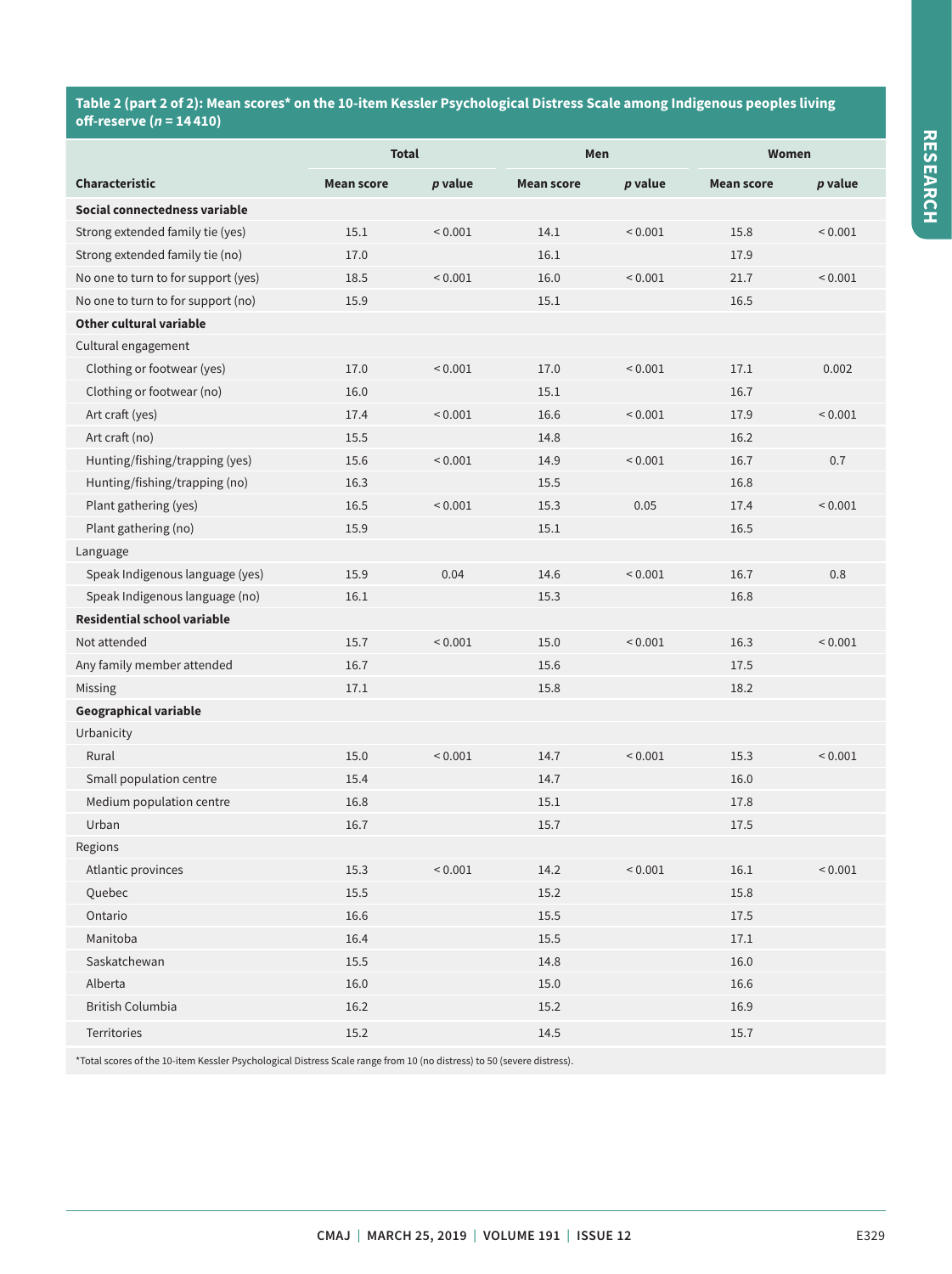**Table 2 (part 2 of 2): Mean scores* on the 10-item Kessler Psychological Distress Scale among Indigenous peoples living off-reserve ($n$ = 14 410)**

| Characteristic | Total | | Men | | Women | |
|---|---|---|---|---|---|---|
| | Mean score | *p* value | Mean score | *p* value | Mean score | *p* value |
| **Social connectedness variable** | | | | | | |
| Strong extended family tie (yes) | 15.1 | < 0.001 | 14.1 | < 0.001 | 15.8 | < 0.001 |
| Strong extended family tie (no) | 17.0 | | 16.1 | | 17.9 | |
| No one to turn to for support (yes) | 18.5 | < 0.001 | 16.0 | < 0.001 | 21.7 | < 0.001 |
| No one to turn to for support (no) | 15.9 | | 15.1 | | 16.5 | |
| **Other cultural variable** | | | | | | |
| Cultural engagement | | | | | | |
| Clothing or footwear (yes) | 17.0 | < 0.001 | 17.0 | < 0.001 | 17.1 | 0.002 |
| Clothing or footwear (no) | 16.0 | | 15.1 | | 16.7 | |
| Art craft (yes) | 17.4 | < 0.001 | 16.6 | < 0.001 | 17.9 | < 0.001 |
| Art craft (no) | 15.5 | | 14.8 | | 16.2 | |
| Hunting/fishing/trapping (yes) | 15.6 | < 0.001 | 14.9 | < 0.001 | 16.7 | 0.7 |
| Hunting/fishing/trapping (no) | 16.3 | | 15.5 | | 16.8 | |
| Plant gathering (yes) | 16.5 | < 0.001 | 15.3 | 0.05 | 17.4 | < 0.001 |
| Plant gathering (no) | 15.9 | | 15.1 | | 16.5 | |
| Language | | | | | | |
| Speak Indigenous language (yes) | 15.9 | 0.04 | 14.6 | < 0.001 | 16.7 | 0.8 |
| Speak Indigenous language (no) | 16.1 | | 15.3 | | 16.8 | |
| **Residential school variable** | | | | | | |
| Not attended | 15.7 | < 0.001 | 15.0 | < 0.001 | 16.3 | < 0.001 |
| Any family member attended | 16.7 | | 15.6 | | 17.5 | |
| Missing | 17.1 | | 15.8 | | 18.2 | |
| **Geographical variable** | | | | | | |
| Urbanicity | | | | | | |
| Rural | 15.0 | < 0.001 | 14.7 | < 0.001 | 15.3 | < 0.001 |
| Small population centre | 15.4 | | 14.7 | | 16.0 | |
| Medium population centre | 16.8 | | 15.1 | | 17.8 | |
| Urban | 16.7 | | 15.7 | | 17.5 | |
| Regions | | | | | | |
| Atlantic provinces | 15.3 | < 0.001 | 14.2 | < 0.001 | 16.1 | < 0.001 |
| Quebec | 15.5 | | 15.2 | | 15.8 | |
| Ontario | 16.6 | | 15.5 | | 17.5 | |
| Manitoba | 16.4 | | 15.5 | | 17.1 | |
| Saskatchewan | 15.5 | | 14.8 | | 16.0 | |
| Alberta | 16.0 | | 15.0 | | 16.6 | |
| British Columbia | 16.2 | | 15.2 | | 16.9 | |
| Territories | 15.2 | | 14.5 | | 15.7 | |

*Total scores of the 10-item Kessler Psychological Distress Scale range from 10 (no distress) to 50 (severe distress).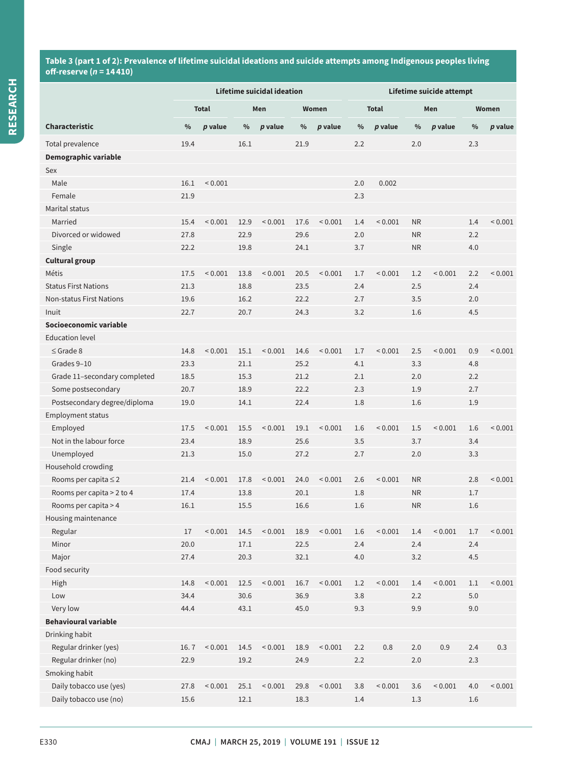**Table 3 (part 1 of 2): Prevalence of lifetime suicidal ideations and suicide attempts among Indigenous peoples living off-reserve (*n* = 14 410)**

| Characteristic | Lifetime suicidal ideation | | | | | | Lifetime suicide attempt | | | | | |
|---|---|---|---|---|---|---|---|---|---|---|---|---|
| | Total | | Men | | Women | | Total | | Men | | Women | |
| | % | *p* value | % | *p* value | % | *p* value | % | *p* value | % | *p* value | % | *p* value |
| Total prevalence | 19.4 | | 16.1 | | 21.9 | | 2.2 | | 2.0 | | 2.3 | |
| **Demographic variable** | | | | | | | | | | | | |
| Sex | | | | | | | | | | | | |
| Male | 16.1 | < 0.001 | | | | | 2.0 | 0.002 | | | | |
| Female | 21.9 | | | | | | 2.3 | | | | | |
| Marital status | | | | | | | | | | | | |
| Married | 15.4 | < 0.001 | 12.9 | < 0.001 | 17.6 | < 0.001 | 1.4 | < 0.001 | NR | | 1.4 | < 0.001 |
| Divorced or widowed | 27.8 | | 22.9 | | 29.6 | | 2.0 | | NR | | 2.2 | |
| Single | 22.2 | | 19.8 | | 24.1 | | 3.7 | | NR | | 4.0 | |
| **Cultural group** | | | | | | | | | | | | |
| Métis | 17.5 | < 0.001 | 13.8 | < 0.001 | 20.5 | < 0.001 | 1.7 | < 0.001 | 1.2 | < 0.001 | 2.2 | < 0.001 |
| Status First Nations | 21.3 | | 18.8 | | 23.5 | | 2.4 | | 2.5 | | 2.4 | |
| Non-status First Nations | 19.6 | | 16.2 | | 22.2 | | 2.7 | | 3.5 | | 2.0 | |
| Inuit | 22.7 | | 20.7 | | 24.3 | | 3.2 | | 1.6 | | 4.5 | |
| **Socioeconomic variable** | | | | | | | | | | | | |
| Education level | | | | | | | | | | | | |
| ≤ Grade 8 | 14.8 | < 0.001 | 15.1 | < 0.001 | 14.6 | < 0.001 | 1.7 | < 0.001 | 2.5 | < 0.001 | 0.9 | < 0.001 |
| Grades 9–10 | 23.3 | | 21.1 | | 25.2 | | 4.1 | | 3.3 | | 4.8 | |
| Grade 11–secondary completed | 18.5 | | 15.3 | | 21.2 | | 2.1 | | 2.0 | | 2.2 | |
| Some postsecondary | 20.7 | | 18.9 | | 22.2 | | 2.3 | | 1.9 | | 2.7 | |
| Postsecondary degree/diploma | 19.0 | | 14.1 | | 22.4 | | 1.8 | | 1.6 | | 1.9 | |
| Employment status | | | | | | | | | | | | |
| Employed | 17.5 | < 0.001 | 15.5 | < 0.001 | 19.1 | < 0.001 | 1.6 | < 0.001 | 1.5 | < 0.001 | 1.6 | < 0.001 |
| Not in the labour force | 23.4 | | 18.9 | | 25.6 | | 3.5 | | 3.7 | | 3.4 | |
| Unemployed | 21.3 | | 15.0 | | 27.2 | | 2.7 | | 2.0 | | 3.3 | |
| Household crowding | | | | | | | | | | | | |
| Rooms per capita ≤ 2 | 21.4 | < 0.001 | 17.8 | < 0.001 | 24.0 | < 0.001 | 2.6 | < 0.001 | NR | | 2.8 | < 0.001 |
| Rooms per capita > 2 to 4 | 17.4 | | 13.8 | | 20.1 | | 1.8 | | NR | | 1.7 | |
| Rooms per capita > 4 | 16.1 | | 15.5 | | 16.6 | | 1.6 | | NR | | 1.6 | |
| Housing maintenance | | | | | | | | | | | | |
| Regular | 17 | < 0.001 | 14.5 | < 0.001 | 18.9 | < 0.001 | 1.6 | < 0.001 | 1.4 | < 0.001 | 1.7 | < 0.001 |
| Minor | 20.0 | | 17.1 | | 22.5 | | 2.4 | | 2.4 | | 2.4 | |
| Major | 27.4 | | 20.3 | | 32.1 | | 4.0 | | 3.2 | | 4.5 | |
| Food security | | | | | | | | | | | | |
| High | 14.8 | < 0.001 | 12.5 | < 0.001 | 16.7 | < 0.001 | 1.2 | < 0.001 | 1.4 | < 0.001 | 1.1 | < 0.001 |
| Low | 34.4 | | 30.6 | | 36.9 | | 3.8 | | 2.2 | | 5.0 | |
| Very low | 44.4 | | 43.1 | | 45.0 | | 9.3 | | 9.9 | | 9.0 | |
| **Behavioural variable** | | | | | | | | | | | | |
| Drinking habit | | | | | | | | | | | | |
| Regular drinker (yes) | 16. 7 | < 0.001 | 14.5 | < 0.001 | 18.9 | < 0.001 | 2.2 | 0.8 | 2.0 | 0.9 | 2.4 | 0.3 |
| Regular drinker (no) | 22.9 | | 19.2 | | 24.9 | | 2.2 | | 2.0 | | 2.3 | |
| Smoking habit | | | | | | | | | | | | |
| Daily tobacco use (yes) | 27.8 | < 0.001 | 25.1 | < 0.001 | 29.8 | < 0.001 | 3.8 | < 0.001 | 3.6 | < 0.001 | 4.0 | < 0.001 |
| Daily tobacco use (no) | 15.6 | | 12.1 | | 18.3 | | 1.4 | | 1.3 | | 1.6 | |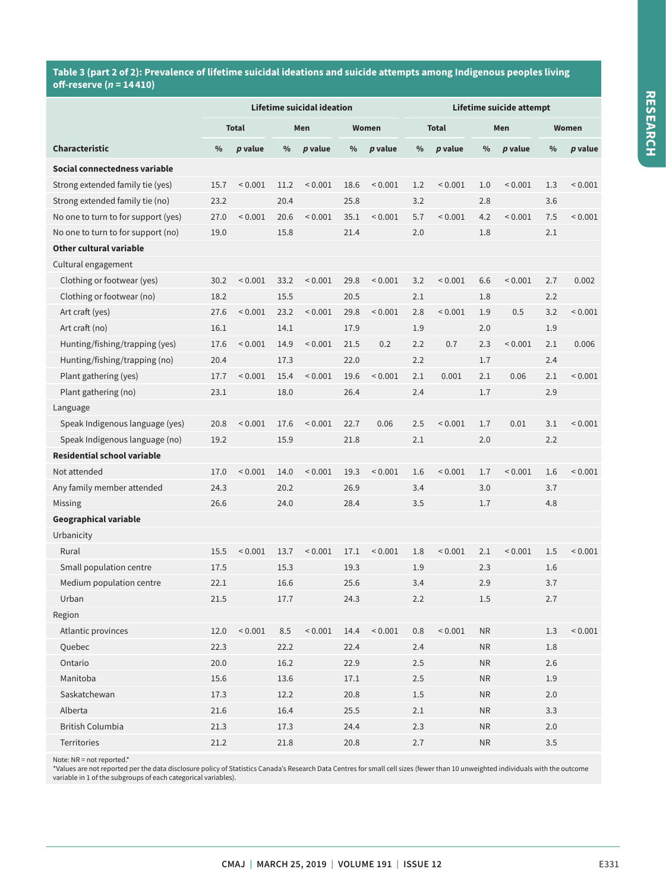**Table 3 (part 2 of 2): Prevalence of lifetime suicidal ideations and suicide attempts among Indigenous peoples living off-reserve ($n$ = 14 410)**

| | Lifetime suicidal ideation | | | | | | Lifetime suicide attempt | | | | | |
|---|---|---|---|---|---|---|---|---|---|---|---|---|
| | Total | | Men | | Women | | Total | | Men | | Women | |
| Characteristic | % | $p$ value | % | $p$ value | % | $p$ value | % | $p$ value | % | $p$ value | % | $p$ value |
| **Social connectedness variable** | | | | | | | | | | | | |
| Strong extended family tie (yes) | 15.7 | < 0.001 | 11.2 | < 0.001 | 18.6 | < 0.001 | 1.2 | < 0.001 | 1.0 | < 0.001 | 1.3 | < 0.001 |
| Strong extended family tie (no) | 23.2 | | 20.4 | | 25.8 | | 3.2 | | 2.8 | | 3.6 | |
| No one to turn to for support (yes) | 27.0 | < 0.001 | 20.6 | < 0.001 | 35.1 | < 0.001 | 5.7 | < 0.001 | 4.2 | < 0.001 | 7.5 | < 0.001 |
| No one to turn to for support (no) | 19.0 | | 15.8 | | 21.4 | | 2.0 | | 1.8 | | 2.1 | |
| **Other cultural variable** | | | | | | | | | | | | |
| Cultural engagement | | | | | | | | | | | | |
| Clothing or footwear (yes) | 30.2 | < 0.001 | 33.2 | < 0.001 | 29.8 | < 0.001 | 3.2 | < 0.001 | 6.6 | < 0.001 | 2.7 | 0.002 |
| Clothing or footwear (no) | 18.2 | | 15.5 | | 20.5 | | 2.1 | | 1.8 | | 2.2 | |
| Art craft (yes) | 27.6 | < 0.001 | 23.2 | < 0.001 | 29.8 | < 0.001 | 2.8 | < 0.001 | 1.9 | 0.5 | 3.2 | < 0.001 |
| Art craft (no) | 16.1 | | 14.1 | | 17.9 | | 1.9 | | 2.0 | | 1.9 | |
| Hunting/fishing/trapping (yes) | 17.6 | < 0.001 | 14.9 | < 0.001 | 21.5 | 0.2 | 2.2 | 0.7 | 2.3 | < 0.001 | 2.1 | 0.006 |
| Hunting/fishing/trapping (no) | 20.4 | | 17.3 | | 22.0 | | 2.2 | | 1.7 | | 2.4 | |
| Plant gathering (yes) | 17.7 | < 0.001 | 15.4 | < 0.001 | 19.6 | < 0.001 | 2.1 | 0.001 | 2.1 | 0.06 | 2.1 | < 0.001 |
| Plant gathering (no) | 23.1 | | 18.0 | | 26.4 | | 2.4 | | 1.7 | | 2.9 | |
| Language | | | | | | | | | | | | |
| Speak Indigenous language (yes) | 20.8 | < 0.001 | 17.6 | < 0.001 | 22.7 | 0.06 | 2.5 | < 0.001 | 1.7 | 0.01 | 3.1 | < 0.001 |
| Speak Indigenous language (no) | 19.2 | | 15.9 | | 21.8 | | 2.1 | | 2.0 | | 2.2 | |
| **Residential school variable** | | | | | | | | | | | | |
| Not attended | 17.0 | < 0.001 | 14.0 | < 0.001 | 19.3 | < 0.001 | 1.6 | < 0.001 | 1.7 | < 0.001 | 1.6 | < 0.001 |
| Any family member attended | 24.3 | | 20.2 | | 26.9 | | 3.4 | | 3.0 | | 3.7 | |
| Missing | 26.6 | | 24.0 | | 28.4 | | 3.5 | | 1.7 | | 4.8 | |
| **Geographical variable** | | | | | | | | | | | | |
| Urbanicity | | | | | | | | | | | | |
| Rural | 15.5 | < 0.001 | 13.7 | < 0.001 | 17.1 | < 0.001 | 1.8 | < 0.001 | 2.1 | < 0.001 | 1.5 | < 0.001 |
| Small population centre | 17.5 | | 15.3 | | 19.3 | | 1.9 | | 2.3 | | 1.6 | |
| Medium population centre | 22.1 | | 16.6 | | 25.6 | | 3.4 | | 2.9 | | 3.7 | |
| Urban | 21.5 | | 17.7 | | 24.3 | | 2.2 | | 1.5 | | 2.7 | |
| Region | | | | | | | | | | | | |
| Atlantic provinces | 12.0 | < 0.001 | 8.5 | < 0.001 | 14.4 | < 0.001 | 0.8 | < 0.001 | NR | | 1.3 | < 0.001 |
| Quebec | 22.3 | | 22.2 | | 22.4 | | 2.4 | | NR | | 1.8 | |
| Ontario | 20.0 | | 16.2 | | 22.9 | | 2.5 | | NR | | 2.6 | |
| Manitoba | 15.6 | | 13.6 | | 17.1 | | 2.5 | | NR | | 1.9 | |
| Saskatchewan | 17.3 | | 12.2 | | 20.8 | | 1.5 | | NR | | 2.0 | |
| Alberta | 21.6 | | 16.4 | | 25.5 | | 2.1 | | NR | | 3.3 | |
| British Columbia | 21.3 | | 17.3 | | 24.4 | | 2.3 | | NR | | 2.0 | |
| Territories | 21.2 | | 21.8 | | 20.8 | | 2.7 | | NR | | 3.5 | |

Note: NR = not reported.*
*Values are not reported per the data disclosure policy of Statistics Canada's Research Data Centres for small cell sizes (fewer than 10 unweighted individuals with the outcome variable in 1 of the subgroups of each categorical variables).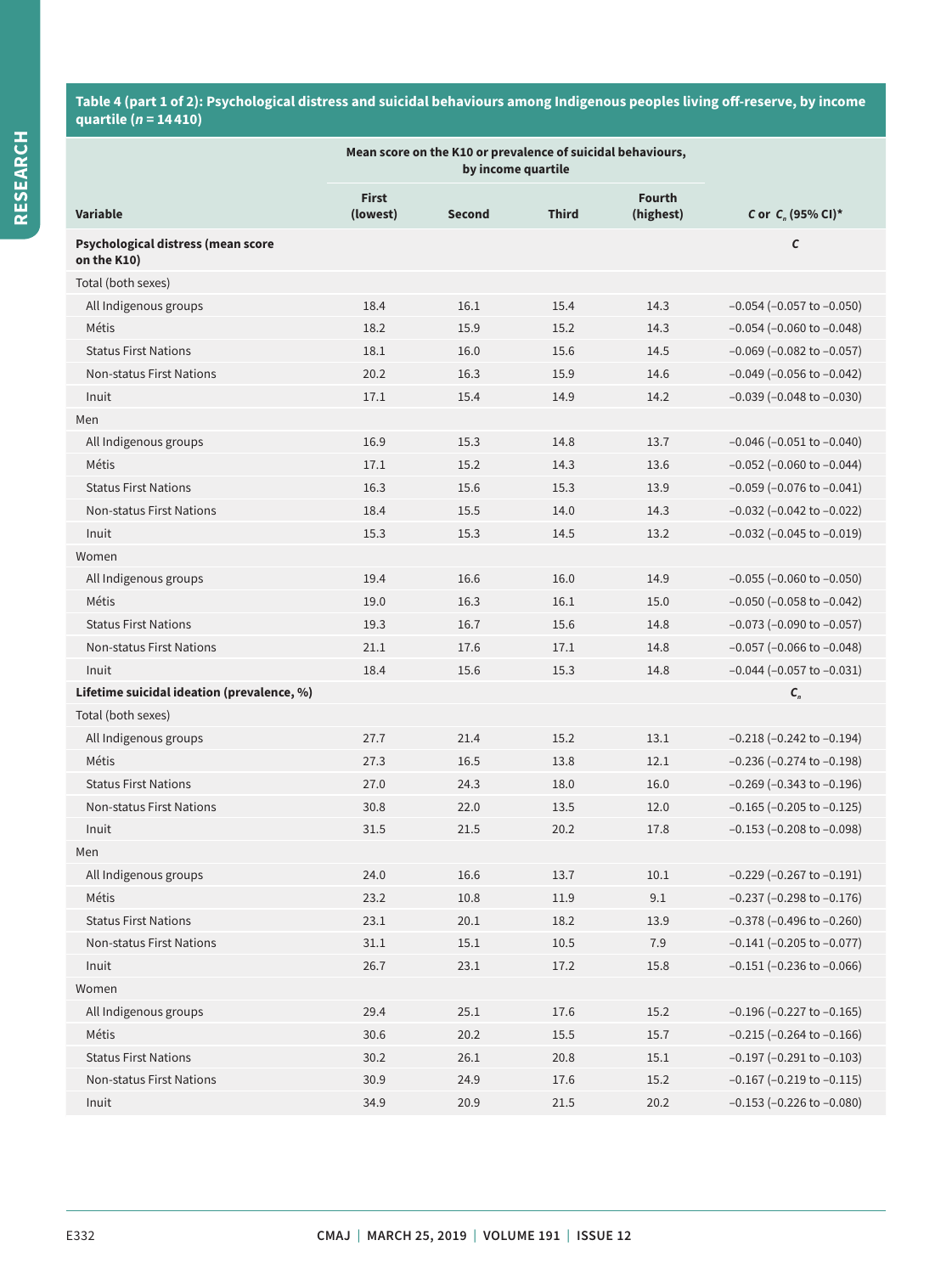**Table 4 (part 1 of 2): Psychological distress and suicidal behaviours among Indigenous peoples living off-reserve, by income quartile ($n$ = 14 410)**

| Variable | Mean score on the K10 or prevalence of suicidal behaviours, by income quartile | | | | $C$ or $C_n$ (95% CI)* |
|---|---|---|---|---|---|
| | First (lowest) | Second | Third | Fourth (highest) | |
| **Psychological distress (mean score on the K10)** | | | | | $C$ |
| Total (both sexes) | | | | | |
| All Indigenous groups | 18.4 | 16.1 | 15.4 | 14.3 | −0.054 (−0.057 to −0.050) |
| Métis | 18.2 | 15.9 | 15.2 | 14.3 | −0.054 (−0.060 to −0.048) |
| Status First Nations | 18.1 | 16.0 | 15.6 | 14.5 | −0.069 (−0.082 to −0.057) |
| Non-status First Nations | 20.2 | 16.3 | 15.9 | 14.6 | −0.049 (−0.056 to −0.042) |
| Inuit | 17.1 | 15.4 | 14.9 | 14.2 | −0.039 (−0.048 to −0.030) |
| Men | | | | | |
| All Indigenous groups | 16.9 | 15.3 | 14.8 | 13.7 | −0.046 (−0.051 to −0.040) |
| Métis | 17.1 | 15.2 | 14.3 | 13.6 | −0.052 (−0.060 to −0.044) |
| Status First Nations | 16.3 | 15.6 | 15.3 | 13.9 | −0.059 (−0.076 to −0.041) |
| Non-status First Nations | 18.4 | 15.5 | 14.0 | 14.3 | −0.032 (−0.042 to −0.022) |
| Inuit | 15.3 | 15.3 | 14.5 | 13.2 | −0.032 (−0.045 to −0.019) |
| Women | | | | | |
| All Indigenous groups | 19.4 | 16.6 | 16.0 | 14.9 | −0.055 (−0.060 to −0.050) |
| Métis | 19.0 | 16.3 | 16.1 | 15.0 | −0.050 (−0.058 to −0.042) |
| Status First Nations | 19.3 | 16.7 | 15.6 | 14.8 | −0.073 (−0.090 to −0.057) |
| Non-status First Nations | 21.1 | 17.6 | 17.1 | 14.8 | −0.057 (−0.066 to −0.048) |
| Inuit | 18.4 | 15.6 | 15.3 | 14.8 | −0.044 (−0.057 to −0.031) |
| **Lifetime suicidal ideation (prevalence, %)** | | | | | $C_n$ |
| Total (both sexes) | | | | | |
| All Indigenous groups | 27.7 | 21.4 | 15.2 | 13.1 | −0.218 (−0.242 to −0.194) |
| Métis | 27.3 | 16.5 | 13.8 | 12.1 | −0.236 (−0.274 to −0.198) |
| Status First Nations | 27.0 | 24.3 | 18.0 | 16.0 | −0.269 (−0.343 to −0.196) |
| Non-status First Nations | 30.8 | 22.0 | 13.5 | 12.0 | −0.165 (−0.205 to −0.125) |
| Inuit | 31.5 | 21.5 | 20.2 | 17.8 | −0.153 (−0.208 to −0.098) |
| Men | | | | | |
| All Indigenous groups | 24.0 | 16.6 | 13.7 | 10.1 | −0.229 (−0.267 to −0.191) |
| Métis | 23.2 | 10.8 | 11.9 | 9.1 | −0.237 (−0.298 to −0.176) |
| Status First Nations | 23.1 | 20.1 | 18.2 | 13.9 | −0.378 (−0.496 to −0.260) |
| Non-status First Nations | 31.1 | 15.1 | 10.5 | 7.9 | −0.141 (−0.205 to −0.077) |
| Inuit | 26.7 | 23.1 | 17.2 | 15.8 | −0.151 (−0.236 to −0.066) |
| Women | | | | | |
| All Indigenous groups | 29.4 | 25.1 | 17.6 | 15.2 | −0.196 (−0.227 to −0.165) |
| Métis | 30.6 | 20.2 | 15.5 | 15.7 | −0.215 (−0.264 to −0.166) |
| Status First Nations | 30.2 | 26.1 | 20.8 | 15.1 | −0.197 (−0.291 to −0.103) |
| Non-status First Nations | 30.9 | 24.9 | 17.6 | 15.2 | −0.167 (−0.219 to −0.115) |
| Inuit | 34.9 | 20.9 | 21.5 | 20.2 | −0.153 (−0.226 to −0.080) |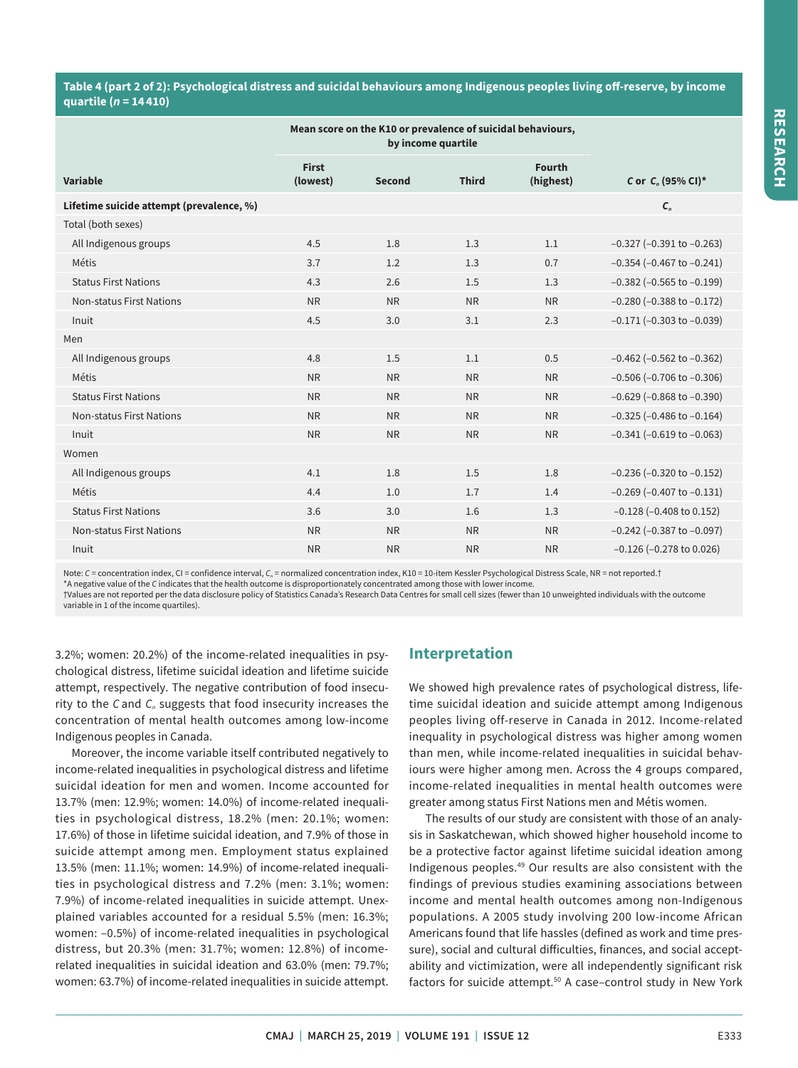**Table 4 (part 2 of 2): Psychological distress and suicidal behaviours among Indigenous peoples living off-reserve, by income quartile ($n$ = 14 410)**

| Variable | Mean score on the K10 or prevalence of suicidal behaviours, by income quartile | | | | $C$ or $C_n$ (95% CI)* |
|---|---|---|---|---|---|
| | First (lowest) | Second | Third | Fourth (highest) | |
| **Lifetime suicide attempt (prevalence, %)** | | | | | $C_n$ |
| Total (both sexes) | | | | | |
| All Indigenous groups | 4.5 | 1.8 | 1.3 | 1.1 | −0.327 (−0.391 to −0.263) |
| Métis | 3.7 | 1.2 | 1.3 | 0.7 | −0.354 (−0.467 to −0.241) |
| Status First Nations | 4.3 | 2.6 | 1.5 | 1.3 | −0.382 (−0.565 to −0.199) |
| Non-status First Nations | NR | NR | NR | NR | −0.280 (−0.388 to −0.172) |
| Inuit | 4.5 | 3.0 | 3.1 | 2.3 | −0.171 (−0.303 to −0.039) |
| Men | | | | | |
| All Indigenous groups | 4.8 | 1.5 | 1.1 | 0.5 | −0.462 (−0.562 to −0.362) |
| Métis | NR | NR | NR | NR | −0.506 (−0.706 to −0.306) |
| Status First Nations | NR | NR | NR | NR | −0.629 (−0.868 to −0.390) |
| Non-status First Nations | NR | NR | NR | NR | −0.325 (−0.486 to −0.164) |
| Inuit | NR | NR | NR | NR | −0.341 (−0.619 to −0.063) |
| Women | | | | | |
| All Indigenous groups | 4.1 | 1.8 | 1.5 | 1.8 | −0.236 (−0.320 to −0.152) |
| Métis | 4.4 | 1.0 | 1.7 | 1.4 | −0.269 (−0.407 to −0.131) |
| Status First Nations | 3.6 | 3.0 | 1.6 | 1.3 | −0.128 (−0.408 to 0.152) |
| Non-status First Nations | NR | NR | NR | NR | −0.242 (−0.387 to −0.097) |
| Inuit | NR | NR | NR | NR | −0.126 (−0.278 to 0.026) |

Note: $C$ = concentration index, CI = confidence interval, $C_n$ = normalized concentration index, K10 = 10-item Kessler Psychological Distress Scale, NR = not reported.†
*A negative value of the $C$ indicates that the health outcome is disproportionately concentrated among those with lower income.
†Values are not reported per the data disclosure policy of Statistics Canada's Research Data Centres for small cell sizes (fewer than 10 unweighted individuals with the outcome variable in 1 of the income quartiles).

3.2%; women: 20.2%) of the income-related inequalities in psychological distress, lifetime suicidal ideation and lifetime suicide attempt, respectively. The negative contribution of food insecurity to the $C$ and $C_n$ suggests that food insecurity increases the concentration of mental health outcomes among low-income Indigenous peoples in Canada.

Moreover, the income variable itself contributed negatively to income-related inequalities in psychological distress and lifetime suicidal ideation for men and women. Income accounted for 13.7% (men: 12.9%; women: 14.0%) of income-related inequalities in psychological distress, 18.2% (men: 20.1%; women: 17.6%) of those in lifetime suicidal ideation, and 7.9% of those in suicide attempt among men. Employment status explained 13.5% (men: 11.1%; women: 14.9%) of income-related inequalities in psychological distress and 7.2% (men: 3.1%; women: 7.9%) of income-related inequalities in suicide attempt. Unexplained variables accounted for a residual 5.5% (men: 16.3%; women: −0.5%) of income-related inequalities in psychological distress, but 20.3% (men: 31.7%; women: 12.8%) of income-related inequalities in suicidal ideation and 63.0% (men: 79.7%; women: 63.7%) of income-related inequalities in suicide attempt.

## Interpretation

We showed high prevalence rates of psychological distress, lifetime suicidal ideation and suicide attempt among Indigenous peoples living off-reserve in Canada in 2012. Income-related inequality in psychological distress was higher among women than men, while income-related inequalities in suicidal behaviours were higher among men. Across the 4 groups compared, income-related inequalities in mental health outcomes were greater among status First Nations men and Métis women.

The results of our study are consistent with those of an analysis in Saskatchewan, which showed higher household income to be a protective factor against lifetime suicidal ideation among Indigenous peoples.[49] Our results are also consistent with the findings of previous studies examining associations between income and mental health outcomes among non-Indigenous populations. A 2005 study involving 200 low-income African Americans found that life hassles (defined as work and time pressure), social and cultural difficulties, finances, and social acceptability and victimization, were all independently significant risk factors for suicide attempt.[50] A case–control study in New York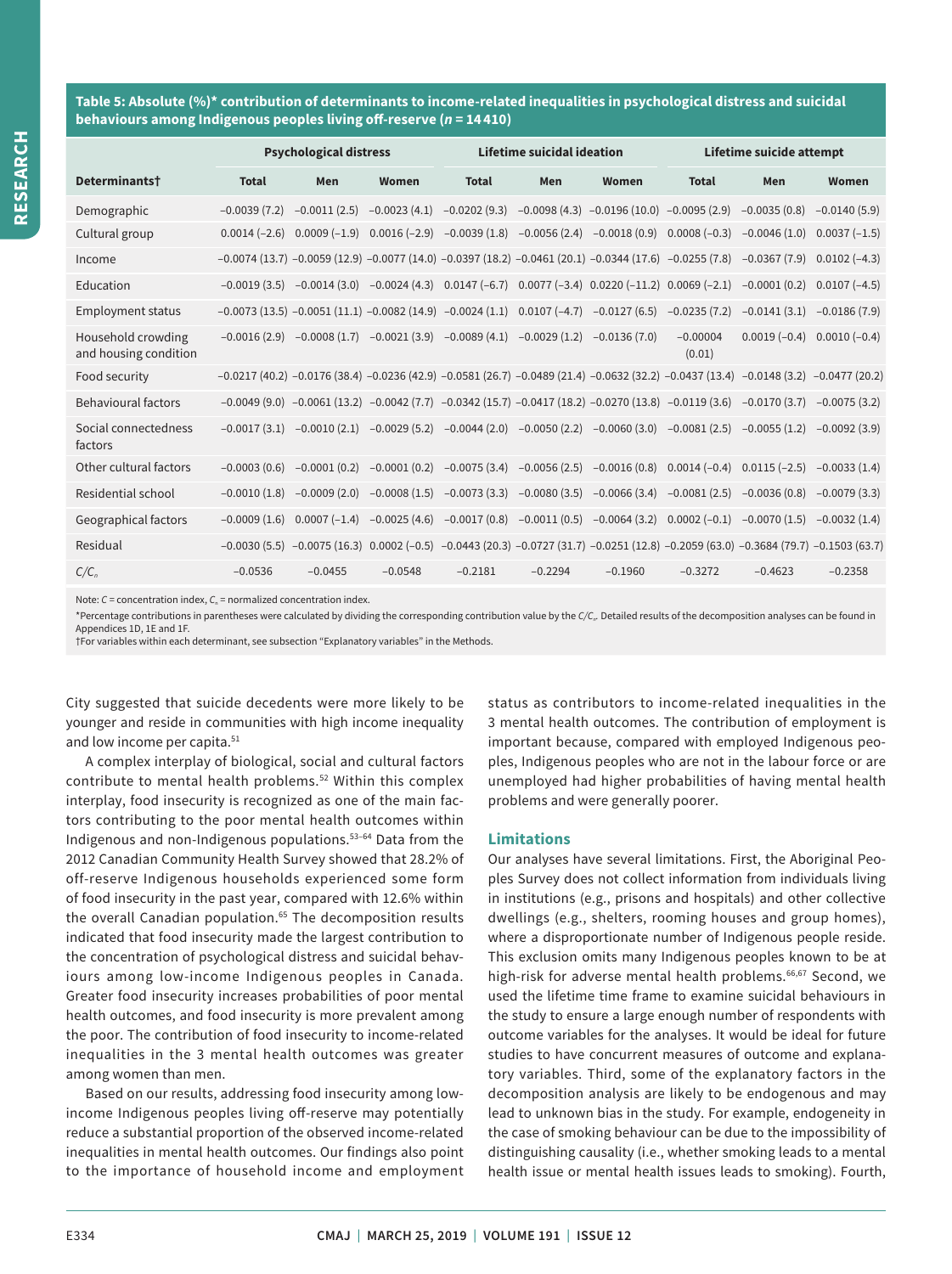**Table 5: Absolute (%)* contribution of determinants to income-related inequalities in psychological distress and suicidal behaviours among Indigenous peoples living off-reserve (*n* = 14 410)**

| Determinants† | Psychological distress | | | Lifetime suicidal ideation | | | Lifetime suicide attempt | | |
|---|---|---|---|---|---|---|---|---|---|
| | Total | Men | Women | Total | Men | Women | Total | Men | Women |
| Demographic | −0.0039 (7.2) | −0.0011 (2.5) | −0.0023 (4.1) | −0.0202 (9.3) | −0.0098 (4.3) | −0.0196 (10.0) | −0.0095 (2.9) | −0.0035 (0.8) | −0.0140 (5.9) |
| Cultural group | 0.0014 (−2.6) | 0.0009 (−1.9) | 0.0016 (−2.9) | −0.0039 (1.8) | −0.0056 (2.4) | −0.0018 (0.9) | 0.0008 (−0.3) | −0.0046 (1.0) | 0.0037 (−1.5) |
| Income | −0.0074 (13.7) | −0.0059 (12.9) | −0.0077 (14.0) | −0.0397 (18.2) | −0.0461 (20.1) | −0.0344 (17.6) | −0.0255 (7.8) | −0.0367 (7.9) | 0.0102 (−4.3) |
| Education | −0.0019 (3.5) | −0.0014 (3.0) | −0.0024 (4.3) | 0.0147 (−6.7) | 0.0077 (−3.4) | 0.0220 (−11.2) | 0.0069 (−2.1) | −0.0001 (0.2) | 0.0107 (−4.5) |
| Employment status | −0.0073 (13.5) | −0.0051 (11.1) | −0.0082 (14.9) | −0.0024 (1.1) | 0.0107 (−4.7) | −0.0127 (6.5) | −0.0235 (7.2) | −0.0141 (3.1) | −0.0186 (7.9) |
| Household crowding and housing condition | −0.0016 (2.9) | −0.0008 (1.7) | −0.0021 (3.9) | −0.0089 (4.1) | −0.0029 (1.2) | −0.0136 (7.0) | −0.00004 (0.01) | 0.0019 (−0.4) | 0.0010 (−0.4) |
| Food security | −0.0217 (40.2) | −0.0176 (38.4) | −0.0236 (42.9) | −0.0581 (26.7) | −0.0489 (21.4) | −0.0632 (32.2) | −0.0437 (13.4) | −0.0148 (3.2) | −0.0477 (20.2) |
| Behavioural factors | −0.0049 (9.0) | −0.0061 (13.2) | −0.0042 (7.7) | −0.0342 (15.7) | −0.0417 (18.2) | −0.0270 (13.8) | −0.0119 (3.6) | −0.0170 (3.7) | −0.0075 (3.2) |
| Social connectedness factors | −0.0017 (3.1) | −0.0010 (2.1) | −0.0029 (5.2) | −0.0044 (2.0) | −0.0050 (2.2) | −0.0060 (3.0) | −0.0081 (2.5) | −0.0055 (1.2) | −0.0092 (3.9) |
| Other cultural factors | −0.0003 (0.6) | −0.0001 (0.2) | −0.0001 (0.2) | −0.0075 (3.4) | −0.0056 (2.5) | −0.0016 (0.8) | 0.0014 (−0.4) | 0.0115 (−2.5) | −0.0033 (1.4) |
| Residential school | −0.0010 (1.8) | −0.0009 (2.0) | −0.0008 (1.5) | −0.0073 (3.3) | −0.0080 (3.5) | −0.0066 (3.4) | −0.0081 (2.5) | −0.0036 (0.8) | −0.0079 (3.3) |
| Geographical factors | −0.0009 (1.6) | 0.0007 (−1.4) | −0.0025 (4.6) | −0.0017 (0.8) | −0.0011 (0.5) | −0.0064 (3.2) | 0.0002 (−0.1) | −0.0070 (1.5) | −0.0032 (1.4) |
| Residual | −0.0030 (5.5) | −0.0075 (16.3) | 0.0002 (−0.5) | −0.0443 (20.3) | −0.0727 (31.7) | −0.0251 (12.8) | −0.2059 (63.0) | −0.3684 (79.7) | −0.1503 (63.7) |
| $C/C_n$ | −0.0536 | −0.0455 | −0.0548 | −0.2181 | −0.2294 | −0.1960 | −0.3272 | −0.4623 | −0.2358 |

Note: $C$ = concentration index, $C_n$ = normalized concentration index.

*Percentage contributions in parentheses were calculated by dividing the corresponding contribution value by the $C/C_n$. Detailed results of the decomposition analyses can be found in Appendices 1D, 1E and 1F.

†For variables within each determinant, see subsection "Explanatory variables" in the Methods.

City suggested that suicide decedents were more likely to be younger and reside in communities with high income inequality and low income per capita.[51]

A complex interplay of biological, social and cultural factors contribute to mental health problems.[52] Within this complex interplay, food insecurity is recognized as one of the main factors contributing to the poor mental health outcomes within Indigenous and non-Indigenous populations.[53–64] Data from the 2012 Canadian Community Health Survey showed that 28.2% of off-reserve Indigenous households experienced some form of food insecurity in the past year, compared with 12.6% within the overall Canadian population.[65] The decomposition results indicated that food insecurity made the largest contribution to the concentration of psychological distress and suicidal behaviours among low-income Indigenous peoples in Canada. Greater food insecurity increases probabilities of poor mental health outcomes, and food insecurity is more prevalent among the poor. The contribution of food insecurity to income-related inequalities in the 3 mental health outcomes was greater among women than men.

Based on our results, addressing food insecurity among low-income Indigenous peoples living off-reserve may potentially reduce a substantial proportion of the observed income-related inequalities in mental health outcomes. Our findings also point to the importance of household income and employment status as contributors to income-related inequalities in the 3 mental health outcomes. The contribution of employment is important because, compared with employed Indigenous peoples, Indigenous peoples who are not in the labour force or are unemployed had higher probabilities of having mental health problems and were generally poorer.

### Limitations

Our analyses have several limitations. First, the Aboriginal Peoples Survey does not collect information from individuals living in institutions (e.g., prisons and hospitals) and other collective dwellings (e.g., shelters, rooming houses and group homes), where a disproportionate number of Indigenous people reside. This exclusion omits many Indigenous peoples known to be at high-risk for adverse mental health problems.[66,67] Second, we used the lifetime time frame to examine suicidal behaviours in the study to ensure a large enough number of respondents with outcome variables for the analyses. It would be ideal for future studies to have concurrent measures of outcome and explanatory variables. Third, some of the explanatory factors in the decomposition analysis are likely to be endogenous and may lead to unknown bias in the study. For example, endogeneity in the case of smoking behaviour can be due to the impossibility of distinguishing causality (i.e., whether smoking leads to a mental health issue or mental health issues leads to smoking). Fourth,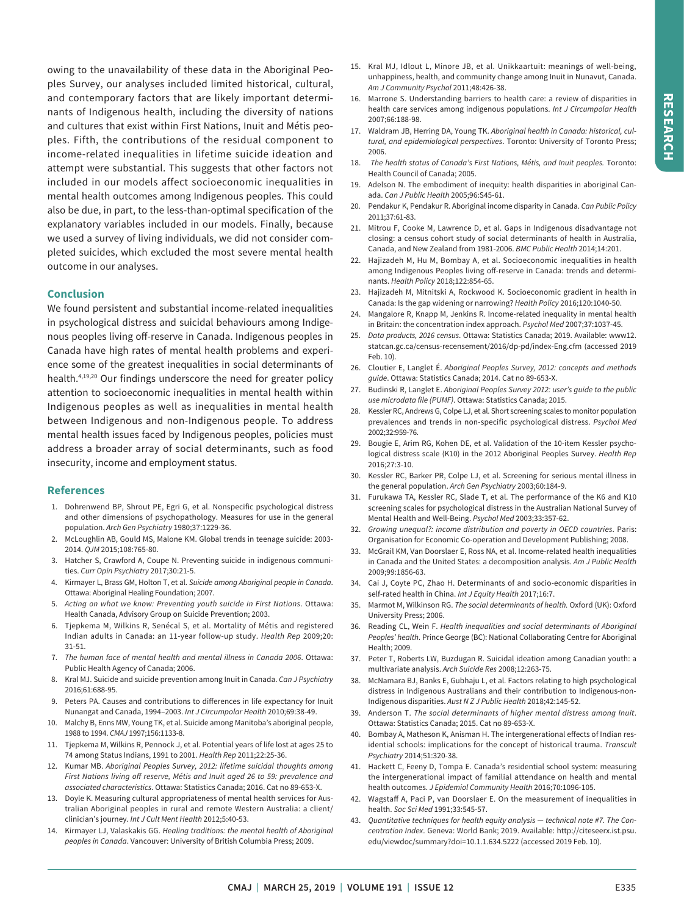owing to the unavailability of these data in the Aboriginal Peoples Survey, our analyses included limited historical, cultural, and contemporary factors that are likely important determinants of Indigenous health, including the diversity of nations and cultures that exist within First Nations, Inuit and Métis peoples. Fifth, the contributions of the residual component to income-related inequalities in lifetime suicide ideation and attempt were substantial. This suggests that other factors not included in our models affect socioeconomic inequalities in mental health outcomes among Indigenous peoples. This could also be due, in part, to the less-than-optimal specification of the explanatory variables included in our models. Finally, because we used a survey of living individuals, we did not consider completed suicides, which excluded the most severe mental health outcome in our analyses.

## Conclusion

We found persistent and substantial income-related inequalities in psychological distress and suicidal behaviours among Indigenous peoples living off-reserve in Canada. Indigenous peoples in Canada have high rates of mental health problems and experience some of the greatest inequalities in social determinants of health.[4,19,20] Our findings underscore the need for greater policy attention to socioeconomic inequalities in mental health within Indigenous peoples as well as inequalities in mental health between Indigenous and non-Indigenous people. To address mental health issues faced by Indigenous peoples, policies must address a broader array of social determinants, such as food insecurity, income and employment status.

## References

1. Dohrenwend BP, Shrout PE, Egri G, et al. Nonspecific psychological distress and other dimensions of psychopathology. Measures for use in the general population. *Arch Gen Psychiatry* 1980;37:1229-36.
2. McLoughlin AB, Gould MS, Malone KM. Global trends in teenage suicide: 2003-2014. *QJM* 2015;108:765-80.
3. Hatcher S, Crawford A, Coupe N. Preventing suicide in indigenous communities. *Curr Opin Psychiatry* 2017;30:21-5.
4. Kirmayer L, Brass GM, Holton T, et al. *Suicide among Aboriginal people in Canada*. Ottawa: Aboriginal Healing Foundation; 2007.
5. *Acting on what we know: Preventing youth suicide in First Nations*. Ottawa: Health Canada, Advisory Group on Suicide Prevention; 2003.
6. Tjepkema M, Wilkins R, Senécal S, et al. Mortality of Métis and registered Indian adults in Canada: an 11-year follow-up study. *Health Rep* 2009;20:31-51.
7. *The human face of mental health and mental illness in Canada 2006*. Ottawa: Public Health Agency of Canada; 2006.
8. Kral MJ. Suicide and suicide prevention among Inuit in Canada. *Can J Psychiatry* 2016;61:688-95.
9. Peters PA. Causes and contributions to differences in life expectancy for Inuit Nunangat and Canada, 1994–2003. *Int J Circumpolar Health* 2010;69:38-49.
10. Malchy B, Enns MW, Young TK, et al. Suicide among Manitoba's aboriginal people, 1988 to 1994. *CMAJ* 1997;156:1133-8.
11. Tjepkema M, Wilkins R, Pennock J, et al. Potential years of life lost at ages 25 to 74 among Status Indians, 1991 to 2001. *Health Rep* 2011;22:25-36.
12. Kumar MB. *Aboriginal Peoples Survey, 2012: lifetime suicidal thoughts among First Nations living off reserve, Métis and Inuit aged 26 to 59: prevalence and associated characteristics*. Ottawa: Statistics Canada; 2016. Cat no 89-653-X.
13. Doyle K. Measuring cultural appropriateness of mental health services for Australian Aboriginal peoples in rural and remote Western Australia: a client/clinician's journey. *Int J Cult Ment Health* 2012;5:40-53.
14. Kirmayer LJ, Valaskakis GG. *Healing traditions: the mental health of Aboriginal peoples in Canada*. Vancouver: University of British Columbia Press; 2009.
15. Kral MJ, Idlout L, Minore JB, et al. Unikkaartuit: meanings of well-being, unhappiness, health, and community change among Inuit in Nunavut, Canada. *Am J Community Psychol* 2011;48:426-38.
16. Marrone S. Understanding barriers to health care: a review of disparities in health care services among indigenous populations. *Int J Circumpolar Health* 2007;66:188-98.
17. Waldram JB, Herring DA, Young TK. *Aboriginal health in Canada: historical, cultural, and epidemiological perspectives*. Toronto: University of Toronto Press; 2006.
18. *The health status of Canada's First Nations, Métis, and Inuit peoples.* Toronto: Health Council of Canada; 2005.
19. Adelson N. The embodiment of inequity: health disparities in aboriginal Canada. *Can J Public Health* 2005;96:S45-61.
20. Pendakur K, Pendakur R. Aboriginal income disparity in Canada. *Can Public Policy* 2011;37:61-83.
21. Mitrou F, Cooke M, Lawrence D, et al. Gaps in Indigenous disadvantage not closing: a census cohort study of social determinants of health in Australia, Canada, and New Zealand from 1981-2006. *BMC Public Health* 2014;14:201.
22. Hajizadeh M, Hu M, Bombay A, et al. Socioeconomic inequalities in health among Indigenous Peoples living off-reserve in Canada: trends and determinants. *Health Policy* 2018;122:854-65.
23. Hajizadeh M, Mitnitski A, Rockwood K. Socioeconomic gradient in health in Canada: Is the gap widening or narrowing? *Health Policy* 2016;120:1040-50.
24. Mangalore R, Knapp M, Jenkins R. Income-related inequality in mental health in Britain: the concentration index approach. *Psychol Med* 2007;37:1037-45.
25. *Data products, 2016 census*. Ottawa: Statistics Canada; 2019. Available: www12.statcan.gc.ca/census-recensement/2016/dp-pd/index-Eng.cfm (accessed 2019 Feb. 10).
26. Cloutier E, Langlet É. *Aboriginal Peoples Survey, 2012: concepts and methods guide*. Ottawa: Statistics Canada; 2014. Cat no 89-653-X.
27. Budinski R, Langlet E. *Aboriginal Peoples Survey 2012: user's guide to the public use microdata file (PUMF)*. Ottawa: Statistics Canada; 2015.
28. Kessler RC, Andrews G, Colpe LJ, et al. Short screening scales to monitor population prevalences and trends in non-specific psychological distress. *Psychol Med* 2002;32:959-76.
29. Bougie E, Arim RG, Kohen DE, et al. Validation of the 10-item Kessler psychological distress scale (K10) in the 2012 Aboriginal Peoples Survey. *Health Rep* 2016;27:3-10.
30. Kessler RC, Barker PR, Colpe LJ, et al. Screening for serious mental illness in the general population. *Arch Gen Psychiatry* 2003;60:184-9.
31. Furukawa TA, Kessler RC, Slade T, et al. The performance of the K6 and K10 screening scales for psychological distress in the Australian National Survey of Mental Health and Well-Being. *Psychol Med* 2003;33:357-62.
32. *Growing unequal?: income distribution and poverty in OECD countries*. Paris: Organisation for Economic Co-operation and Development Publishing; 2008.
33. McGrail KM, Van Doorslaer E, Ross NA, et al. Income-related health inequalities in Canada and the United States: a decomposition analysis. *Am J Public Health* 2009;99:1856-63.
34. Cai J, Coyte PC, Zhao H. Determinants of and socio-economic disparities in self-rated health in China. *Int J Equity Health* 2017;16:7.
35. Marmot M, Wilkinson RG. *The social determinants of health.* Oxford (UK): Oxford University Press; 2006.
36. Reading CL, Wein F. *Health inequalities and social determinants of Aboriginal Peoples' health*. Prince George (BC): National Collaborating Centre for Aboriginal Health; 2009.
37. Peter T, Roberts LW, Buzdugan R. Suicidal ideation among Canadian youth: a multivariate analysis. *Arch Suicide Res* 2008;12:263-75.
38. McNamara BJ, Banks E, Gubhaju L, et al. Factors relating to high psychological distress in Indigenous Australians and their contribution to Indigenous-non-Indigenous disparities. *Aust N Z J Public Health* 2018;42:145-52.
39. Anderson T. *The social determinants of higher mental distress among Inuit*. Ottawa: Statistics Canada; 2015. Cat no 89-653-X.
40. Bombay A, Matheson K, Anisman H. The intergenerational effects of Indian residential schools: implications for the concept of historical trauma. *Transcult Psychiatry* 2014;51:320-38.
41. Hackett C, Feeny D, Tompa E. Canada's residential school system: measuring the intergenerational impact of familial attendance on health and mental health outcomes. *J Epidemiol Community Health* 2016;70:1096-105.
42. Wagstaff A, Paci P, van Doorslaer E. On the measurement of inequalities in health. *Soc Sci Med* 1991;33:545-57.
43. *Quantitative techniques for health equity analysis — technical note #7. The Concentration Index.* Geneva: World Bank; 2019. Available: http://citeseerx.ist.psu.edu/viewdoc/summary?doi=10.1.1.634.5222 (accessed 2019 Feb. 10).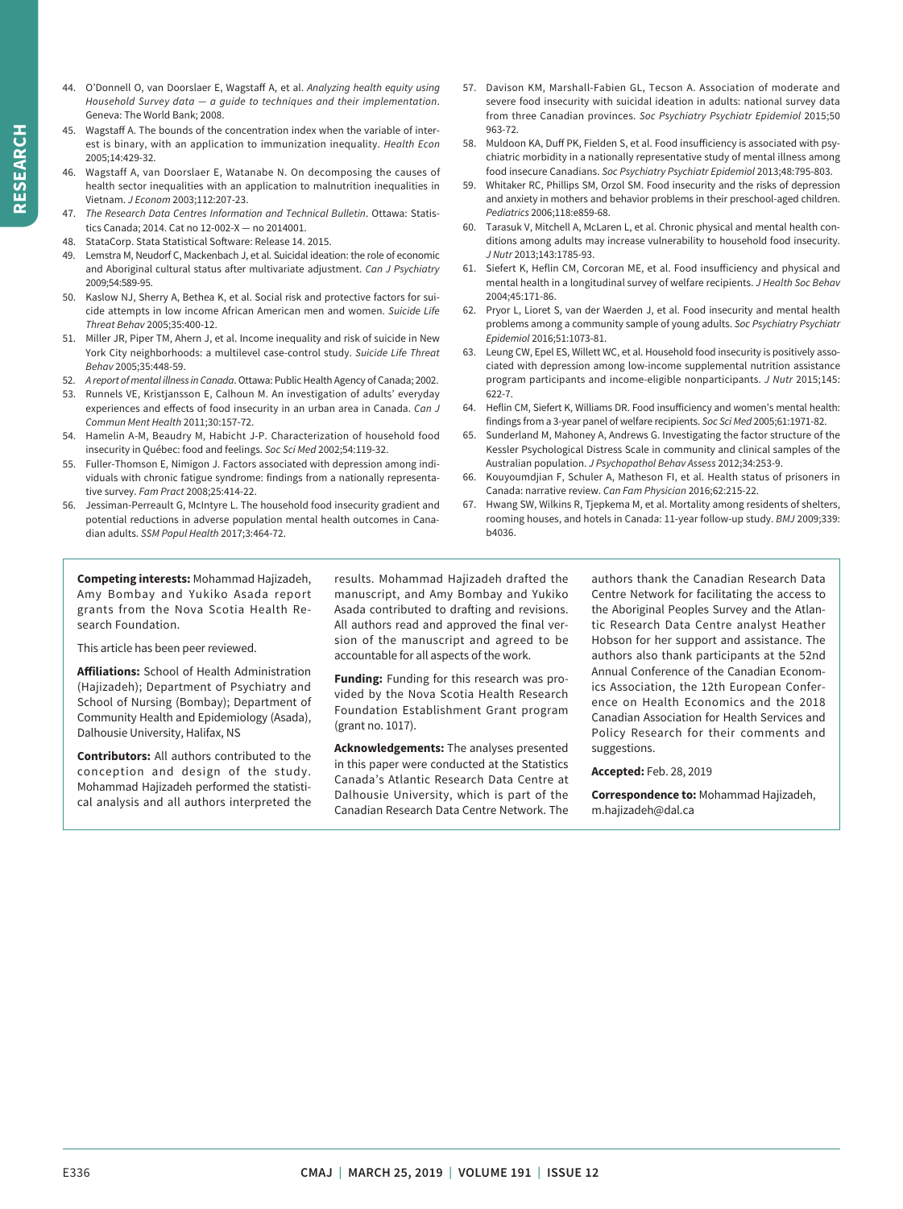44. O'Donnell O, van Doorslaer E, Wagstaff A, et al. *Analyzing health equity using Household Survey data — a guide to techniques and their implementation*. Geneva: The World Bank; 2008.
45. Wagstaff A. The bounds of the concentration index when the variable of interest is binary, with an application to immunization inequality. *Health Econ* 2005;14:429-32.
46. Wagstaff A, van Doorslaer E, Watanabe N. On decomposing the causes of health sector inequalities with an application to malnutrition inequalities in Vietnam. *J Econom* 2003;112:207-23.
47. *The Research Data Centres Information and Technical Bulletin*. Ottawa: Statistics Canada; 2014. Cat no 12-002-X — no 2014001.
48. StataCorp. Stata Statistical Software: Release 14. 2015.
49. Lemstra M, Neudorf C, Mackenbach J, et al. Suicidal ideation: the role of economic and Aboriginal cultural status after multivariate adjustment. *Can J Psychiatry* 2009;54:589-95.
50. Kaslow NJ, Sherry A, Bethea K, et al. Social risk and protective factors for suicide attempts in low income African American men and women. *Suicide Life Threat Behav* 2005;35:400-12.
51. Miller JR, Piper TM, Ahern J, et al. Income inequality and risk of suicide in New York City neighborhoods: a multilevel case-control study. *Suicide Life Threat Behav* 2005;35:448-59.
52. *A report of mental illness in Canada*. Ottawa: Public Health Agency of Canada; 2002.
53. Runnels VE, Kristjansson E, Calhoun M. An investigation of adults' everyday experiences and effects of food insecurity in an urban area in Canada. *Can J Commun Ment Health* 2011;30:157-72.
54. Hamelin A-M, Beaudry M, Habicht J-P. Characterization of household food insecurity in Québec: food and feelings. *Soc Sci Med* 2002;54:119-32.
55. Fuller-Thomson E, Nimigon J. Factors associated with depression among individuals with chronic fatigue syndrome: findings from a nationally representative survey. *Fam Pract* 2008;25:414-22.
56. Jessiman-Perreault G, McIntyre L. The household food insecurity gradient and potential reductions in adverse population mental health outcomes in Canadian adults. *SSM Popul Health* 2017;3:464-72.
57. Davison KM, Marshall-Fabien GL, Tecson A. Association of moderate and severe food insecurity with suicidal ideation in adults: national survey data from three Canadian provinces. *Soc Psychiatry Psychiatr Epidemiol* 2015;50 963-72.
58. Muldoon KA, Duff PK, Fielden S, et al. Food insufficiency is associated with psychiatric morbidity in a nationally representative study of mental illness among food insecure Canadians. *Soc Psychiatry Psychiatr Epidemiol* 2013;48:795-803.
59. Whitaker RC, Phillips SM, Orzol SM. Food insecurity and the risks of depression and anxiety in mothers and behavior problems in their preschool-aged children. *Pediatrics* 2006;118:e859-68.
60. Tarasuk V, Mitchell A, McLaren L, et al. Chronic physical and mental health conditions among adults may increase vulnerability to household food insecurity. *J Nutr* 2013;143:1785-93.
61. Siefert K, Heflin CM, Corcoran ME, et al. Food insufficiency and physical and mental health in a longitudinal survey of welfare recipients. *J Health Soc Behav* 2004;45:171-86.
62. Pryor L, Lioret S, van der Waerden J, et al. Food insecurity and mental health problems among a community sample of young adults. *Soc Psychiatry Psychiatr Epidemiol* 2016;51:1073-81.
63. Leung CW, Epel ES, Willett WC, et al. Household food insecurity is positively associated with depression among low-income supplemental nutrition assistance program participants and income-eligible nonparticipants. *J Nutr* 2015;145: 622-7.
64. Heflin CM, Siefert K, Williams DR. Food insufficiency and women's mental health: findings from a 3-year panel of welfare recipients. *Soc Sci Med* 2005;61:1971-82.
65. Sunderland M, Mahoney A, Andrews G. Investigating the factor structure of the Kessler Psychological Distress Scale in community and clinical samples of the Australian population. *J Psychopathol Behav Assess* 2012;34:253-9.
66. Kouyoumdjian F, Schuler A, Matheson FI, et al. Health status of prisoners in Canada: narrative review. *Can Fam Physician* 2016;62:215-22.
67. Hwang SW, Wilkins R, Tjepkema M, et al. Mortality among residents of shelters, rooming houses, and hotels in Canada: 11-year follow-up study. *BMJ* 2009;339: b4036.

**Competing interests:** Mohammad Hajizadeh, Amy Bombay and Yukiko Asada report grants from the Nova Scotia Health Research Foundation.

This article has been peer reviewed.

**Affiliations:** School of Health Administration (Hajizadeh); Department of Psychiatry and School of Nursing (Bombay); Department of Community Health and Epidemiology (Asada), Dalhousie University, Halifax, NS

**Contributors:** All authors contributed to the conception and design of the study. Mohammad Hajizadeh performed the statistical analysis and all authors interpreted the results. Mohammad Hajizadeh drafted the manuscript, and Amy Bombay and Yukiko Asada contributed to drafting and revisions. All authors read and approved the final version of the manuscript and agreed to be accountable for all aspects of the work.

**Funding:** Funding for this research was provided by the Nova Scotia Health Research Foundation Establishment Grant program (grant no. 1017).

**Acknowledgements:** The analyses presented in this paper were conducted at the Statistics Canada's Atlantic Research Data Centre at Dalhousie University, which is part of the Canadian Research Data Centre Network. The authors thank the Canadian Research Data Centre Network for facilitating the access to the Aboriginal Peoples Survey and the Atlantic Research Data Centre analyst Heather Hobson for her support and assistance. The authors also thank participants at the 52nd Annual Conference of the Canadian Economics Association, the 12th European Conference on Health Economics and the 2018 Canadian Association for Health Services and Policy Research for their comments and suggestions.

**Accepted:** Feb. 28, 2019

**Correspondence to:** Mohammad Hajizadeh, m.hajizadeh@dal.ca